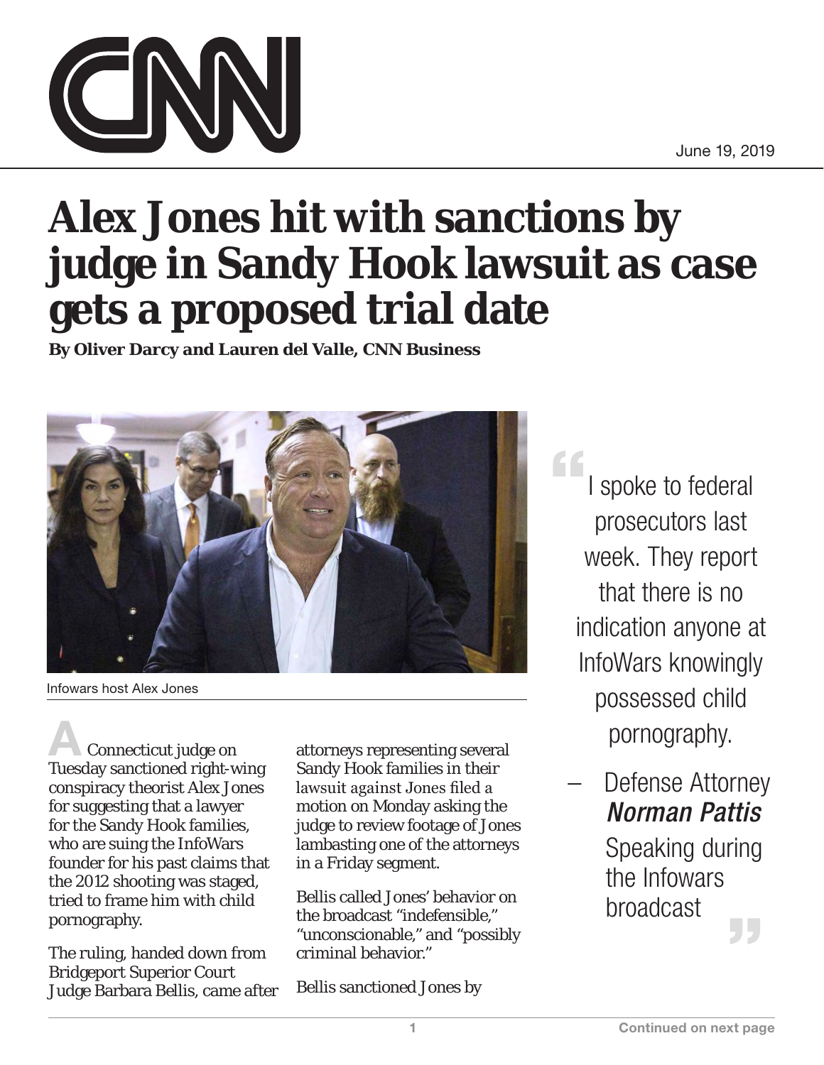CNN

June 19, 2019

# Alex Jones hit with sanctions by judge in Sandy Hook lawsuit as case gets a proposed trial date

**By Oliver Darcy and Lauren del Valle, CNN Business**

Infowars host Alex Jones

A Connecticut judge on Tuesday sanctioned right-wing conspiracy theorist Alex Jones for suggesting that a lawyer for the Sandy Hook families, who are suing the InfoWars founder for his past claims that the 2012 shooting was staged, tried to frame him with child pornography.

The ruling, handed down from Bridgeport Superior Court Judge Barbara Bellis, came after attorneys representing several Sandy Hook families in their lawsuit against Jones filed a motion on Monday asking the judge to review footage of Jones lambasting one of the attorneys in a Friday segment.

Bellis called Jones' behavior on the broadcast "indefensible," "unconscionable," and "possibly criminal behavior."

Bellis sanctioned Jones by

> "I spoke to federal prosecutors last week. They report that there is no indication anyone at InfoWars knowingly possessed child pornography."
>
> — Defense Attorney *Norman Pattis* Speaking during the Infowars broadcast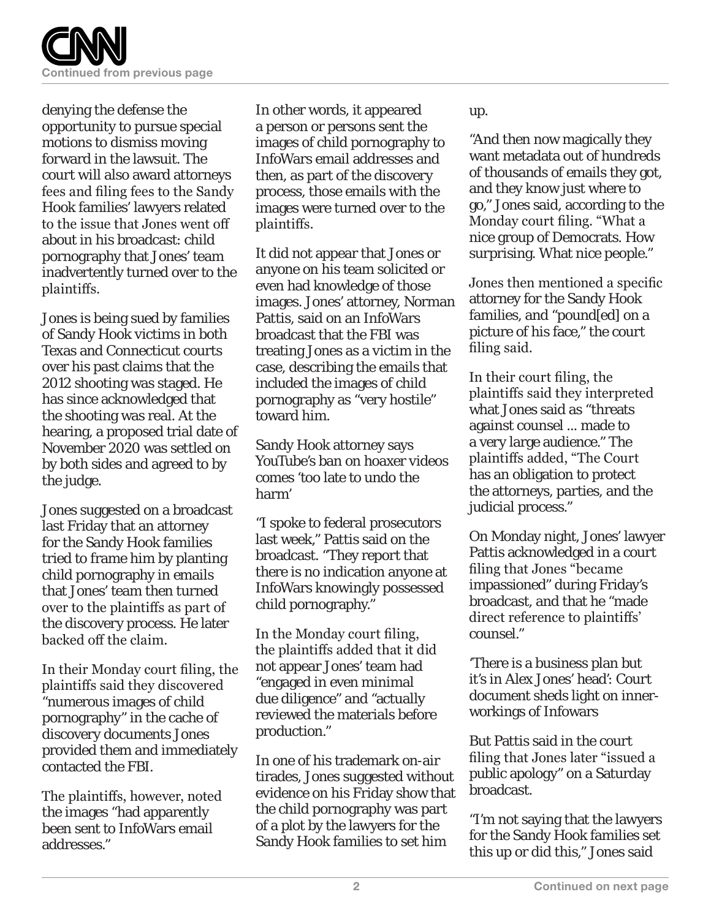denying the defense the opportunity to pursue special motions to dismiss moving forward in the lawsuit. The court will also award attorneys fees and filing fees to the Sandy Hook families' lawyers related to the issue that Jones went off about in his broadcast: child pornography that Jones' team inadvertently turned over to the plaintiffs.

Jones is being sued by families of Sandy Hook victims in both Texas and Connecticut courts over his past claims that the 2012 shooting was staged. He has since acknowledged that the shooting was real. At the hearing, a proposed trial date of November 2020 was settled on by both sides and agreed to by the judge.

Jones suggested on a broadcast last Friday that an attorney for the Sandy Hook families tried to frame him by planting child pornography in emails that Jones' team then turned over to the plaintiffs as part of the discovery process. He later backed off the claim.

In their Monday court filing, the plaintiffs said they discovered "numerous images of child pornography" in the cache of discovery documents Jones provided them and immediately contacted the FBI.

The plaintiffs, however, noted the images "had apparently been sent to InfoWars email addresses."

In other words, it appeared a person or persons sent the images of child pornography to InfoWars email addresses and then, as part of the discovery process, those emails with the images were turned over to the plaintiffs.

It did not appear that Jones or anyone on his team solicited or even had knowledge of those images. Jones' attorney, Norman Pattis, said on an InfoWars broadcast that the FBI was treating Jones as a victim in the case, describing the emails that included the images of child pornography as "very hostile" toward him.

Sandy Hook attorney says YouTube's ban on hoaxer videos comes 'too late to undo the harm'

"I spoke to federal prosecutors last week," Pattis said on the broadcast. "They report that there is no indication anyone at InfoWars knowingly possessed child pornography."

In the Monday court filing, the plaintiffs added that it did not appear Jones' team had "engaged in even minimal due diligence" and "actually reviewed the materials before production."

In one of his trademark on-air tirades, Jones suggested without evidence on his Friday show that the child pornography was part of a plot by the lawyers for the Sandy Hook families to set him up.

"And then now magically they want metadata out of hundreds of thousands of emails they got, and they know just where to go," Jones said, according to the Monday court filing. "What a nice group of Democrats. How surprising. What nice people."

Jones then mentioned a specific attorney for the Sandy Hook families, and "pound[ed] on a picture of his face," the court filing said.

In their court filing, the plaintiffs said they interpreted what Jones said as "threats against counsel ... made to a very large audience." The plaintiffs added, "The Court has an obligation to protect the attorneys, parties, and the judicial process."

On Monday night, Jones' lawyer Pattis acknowledged in a court filing that Jones "became impassioned" during Friday's broadcast, and that he "made direct reference to plaintiffs' counsel."

'There is a business plan but it's in Alex Jones' head': Court document sheds light on inner-workings of Infowars

But Pattis said in the court filing that Jones later "issued a public apology" on a Saturday broadcast.

"I'm not saying that the lawyers for the Sandy Hook families set this up or did this," Jones said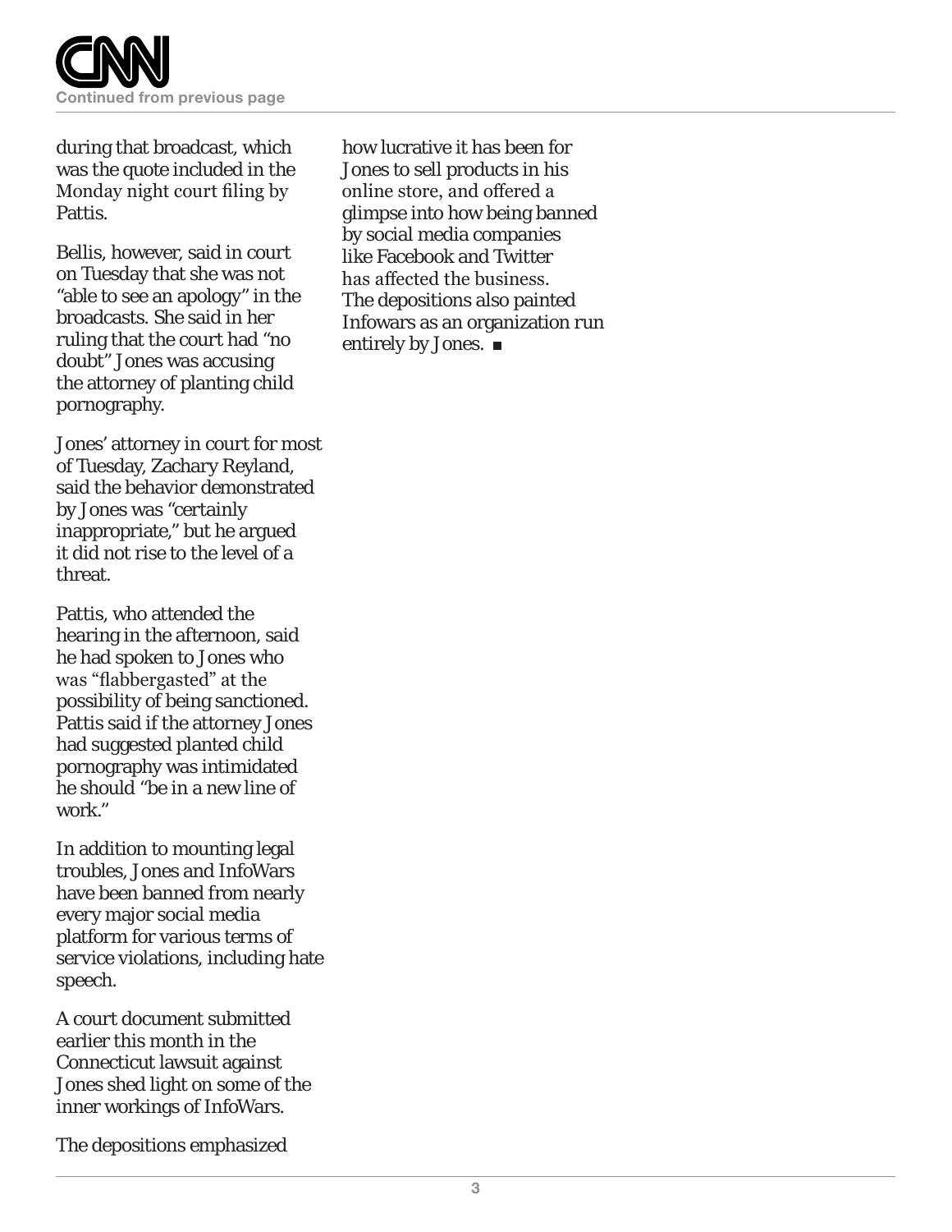during that broadcast, which was the quote included in the Monday night court filing by Pattis.

Bellis, however, said in court on Tuesday that she was not "able to see an apology" in the broadcasts. She said in her ruling that the court had "no doubt" Jones was accusing the attorney of planting child pornography.

Jones' attorney in court for most of Tuesday, Zachary Reyland, said the behavior demonstrated by Jones was "certainly inappropriate," but he argued it did not rise to the level of a threat.

Pattis, who attended the hearing in the afternoon, said he had spoken to Jones who was "flabbergasted" at the possibility of being sanctioned. Pattis said if the attorney Jones had suggested planted child pornography was intimidated he should "be in a new line of work."

In addition to mounting legal troubles, Jones and InfoWars have been banned from nearly every major social media platform for various terms of service violations, including hate speech.

A court document submitted earlier this month in the Connecticut lawsuit against Jones shed light on some of the inner workings of InfoWars.

The depositions emphasized how lucrative it has been for Jones to sell products in his online store, and offered a glimpse into how being banned by social media companies like Facebook and Twitter has affected the business. The depositions also painted Infowars as an organization run entirely by Jones. ■